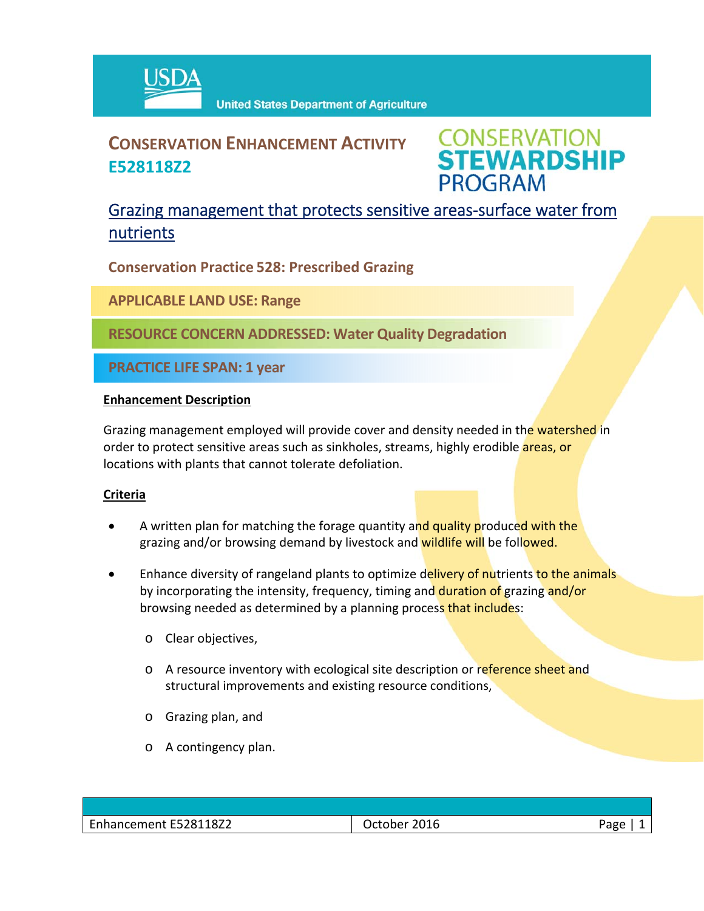USDA United States Department of Agriculture

# CONSERVATION ENHANCEMENT ACTIVITY E528118Z2

CONSERVATION STEWARDSHIP PROGRAM

## Grazing management that protects sensitive areas-surface water from nutrients

**Conservation Practice 528: Prescribed Grazing**

**APPLICABLE LAND USE: Range**

**RESOURCE CONCERN ADDRESSED: Water Quality Degradation**

**PRACTICE LIFE SPAN: 1 year**

### Enhancement Description

Grazing management employed will provide cover and density needed in the watershed in order to protect sensitive areas such as sinkholes, streams, highly erodible areas, or locations with plants that cannot tolerate defoliation.

### Criteria

- A written plan for matching the forage quantity and quality produced with the grazing and/or browsing demand by livestock and wildlife will be followed.
- Enhance diversity of rangeland plants to optimize delivery of nutrients to the animals by incorporating the intensity, frequency, timing and duration of grazing and/or browsing needed as determined by a planning process that includes:
  - Clear objectives,
  - A resource inventory with ecological site description or reference sheet and structural improvements and existing resource conditions,
  - Grazing plan, and
  - A contingency plan.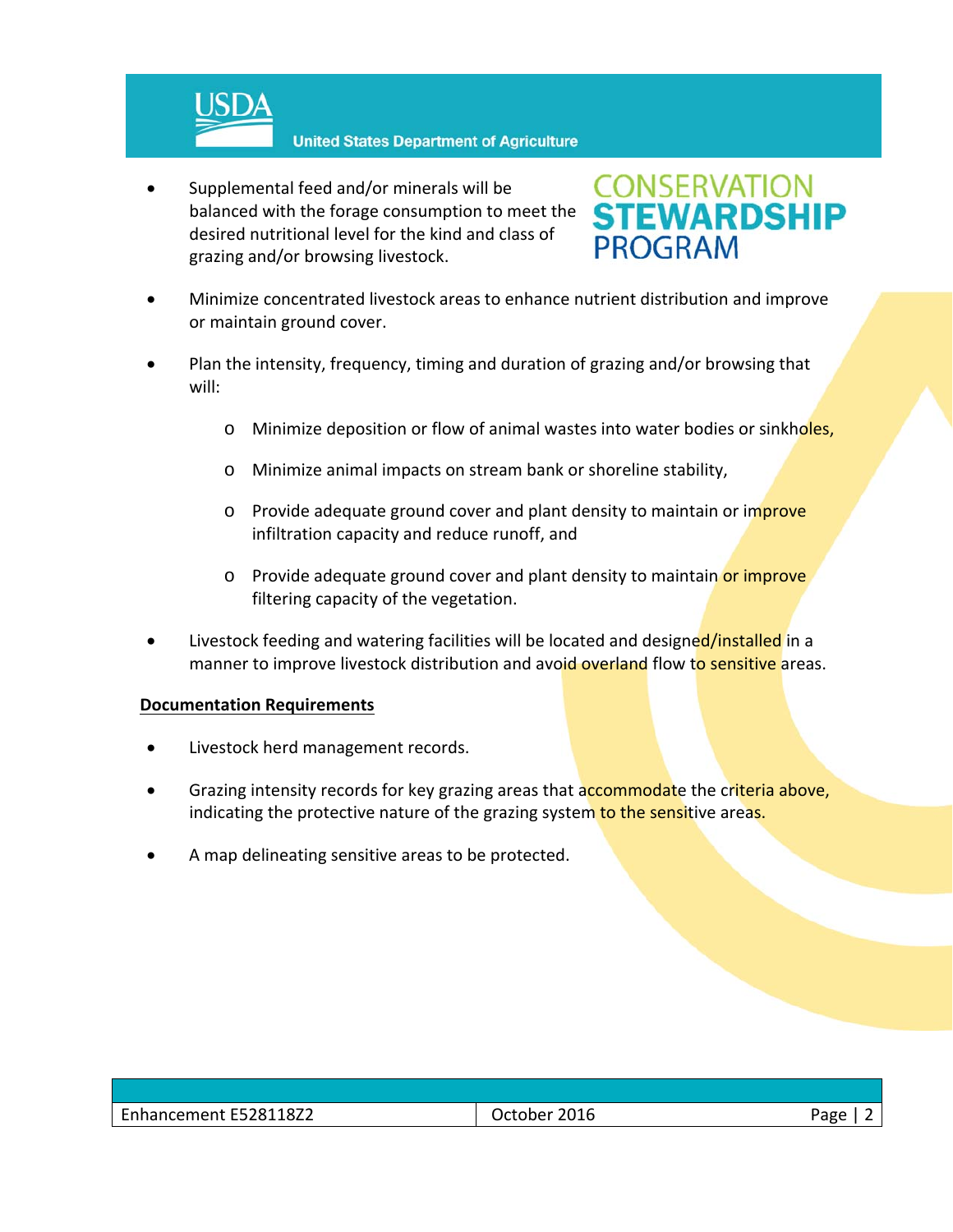- Supplemental feed and/or minerals will be balanced with the forage consumption to meet the desired nutritional level for the kind and class of grazing and/or browsing livestock.

- Minimize concentrated livestock areas to enhance nutrient distribution and improve or maintain ground cover.

- Plan the intensity, frequency, timing and duration of grazing and/or browsing that will:

  - Minimize deposition or flow of animal wastes into water bodies or sinkholes,
  - Minimize animal impacts on stream bank or shoreline stability,
  - Provide adequate ground cover and plant density to maintain or improve infiltration capacity and reduce runoff, and
  - Provide adequate ground cover and plant density to maintain or improve filtering capacity of the vegetation.

- Livestock feeding and watering facilities will be located and designed/installed in a manner to improve livestock distribution and avoid overland flow to sensitive areas.

**Documentation Requirements**

- Livestock herd management records.

- Grazing intensity records for key grazing areas that accommodate the criteria above, indicating the protective nature of the grazing system to the sensitive areas.

- A map delineating sensitive areas to be protected.